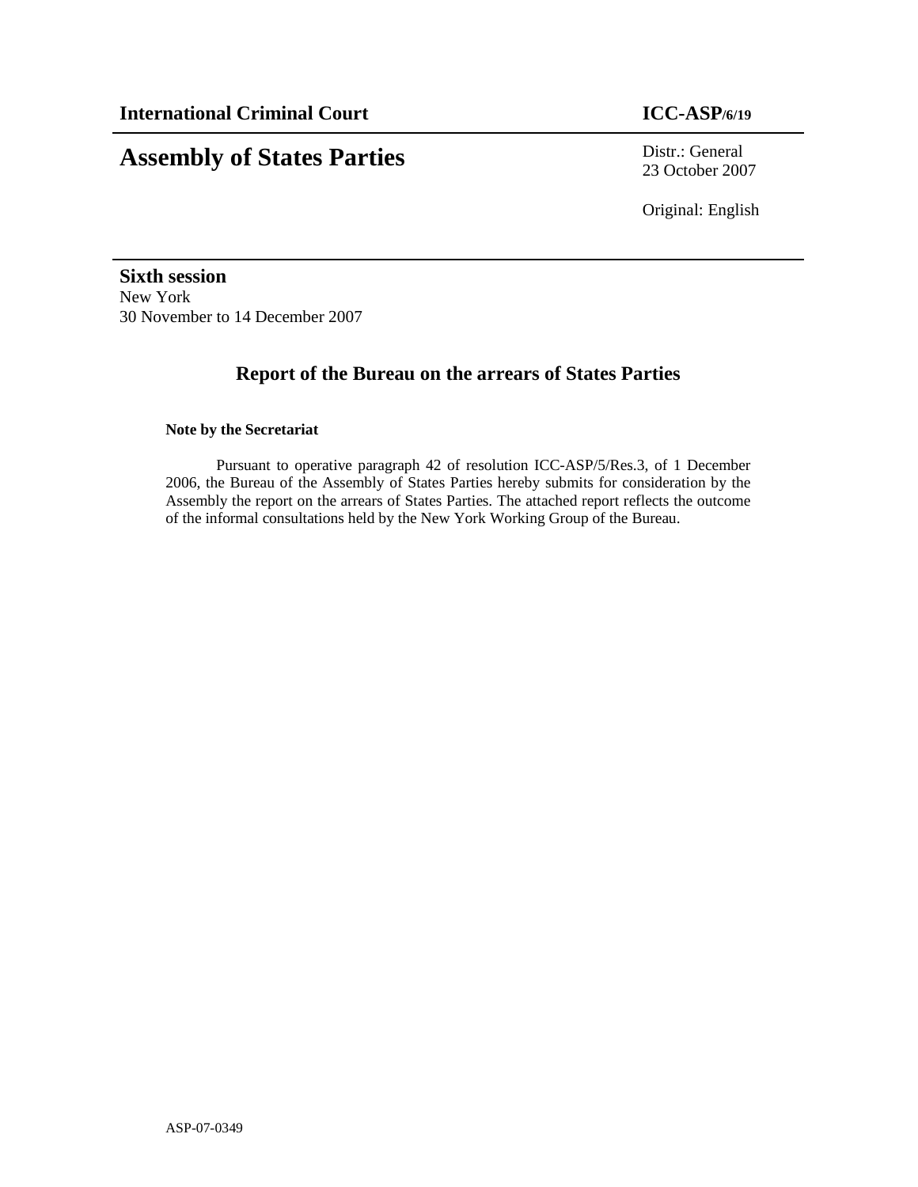**International Criminal Court** **ICC-ASP/6/19**

# Assembly of States Parties

Distr.: General
23 October 2007

Original: English

**Sixth session**
New York
30 November to 14 December 2007

## Report of the Bureau on the arrears of States Parties

**Note by the Secretariat**

Pursuant to operative paragraph 42 of resolution ICC-ASP/5/Res.3, of 1 December 2006, the Bureau of the Assembly of States Parties hereby submits for consideration by the Assembly the report on the arrears of States Parties. The attached report reflects the outcome of the informal consultations held by the New York Working Group of the Bureau.

ASP-07-0349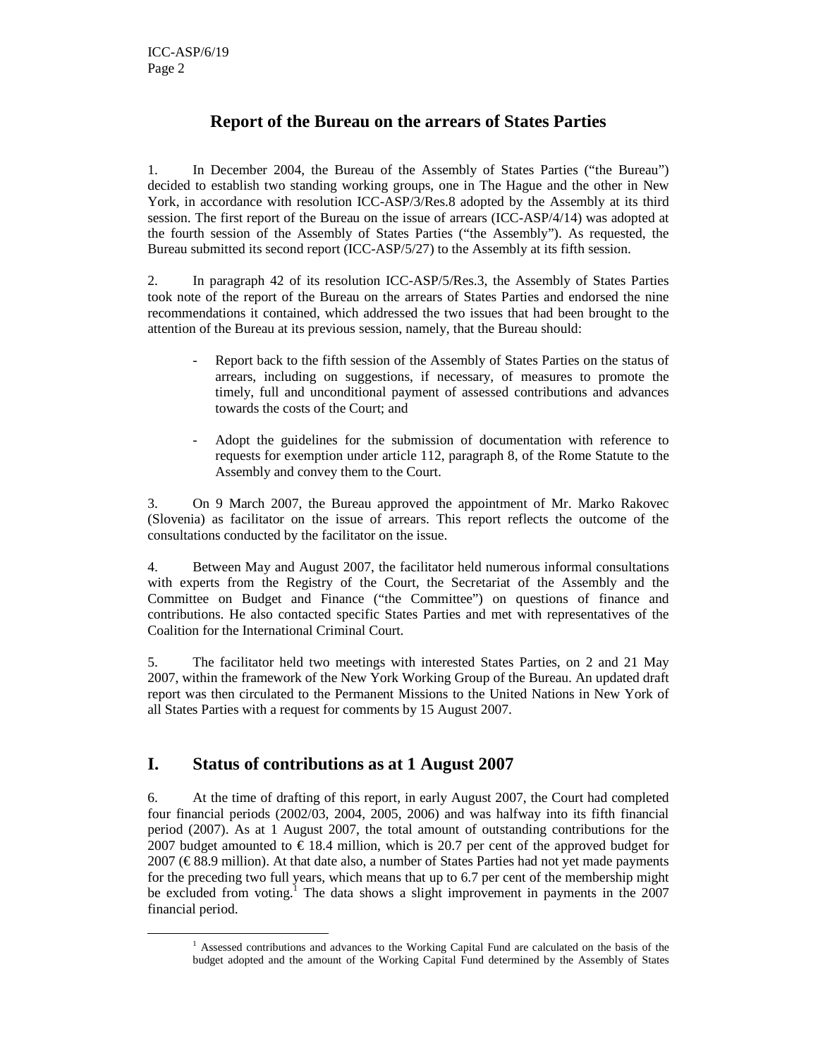# Report of the Bureau on the arrears of States Parties

1. In December 2004, the Bureau of the Assembly of States Parties ("the Bureau") decided to establish two standing working groups, one in The Hague and the other in New York, in accordance with resolution ICC-ASP/3/Res.8 adopted by the Assembly at its third session. The first report of the Bureau on the issue of arrears (ICC-ASP/4/14) was adopted at the fourth session of the Assembly of States Parties ("the Assembly"). As requested, the Bureau submitted its second report (ICC-ASP/5/27) to the Assembly at its fifth session.

2. In paragraph 42 of its resolution ICC-ASP/5/Res.3, the Assembly of States Parties took note of the report of the Bureau on the arrears of States Parties and endorsed the nine recommendations it contained, which addressed the two issues that had been brought to the attention of the Bureau at its previous session, namely, that the Bureau should:

- Report back to the fifth session of the Assembly of States Parties on the status of arrears, including on suggestions, if necessary, of measures to promote the timely, full and unconditional payment of assessed contributions and advances towards the costs of the Court; and

- Adopt the guidelines for the submission of documentation with reference to requests for exemption under article 112, paragraph 8, of the Rome Statute to the Assembly and convey them to the Court.

3. On 9 March 2007, the Bureau approved the appointment of Mr. Marko Rakovec (Slovenia) as facilitator on the issue of arrears. This report reflects the outcome of the consultations conducted by the facilitator on the issue.

4. Between May and August 2007, the facilitator held numerous informal consultations with experts from the Registry of the Court, the Secretariat of the Assembly and the Committee on Budget and Finance ("the Committee") on questions of finance and contributions. He also contacted specific States Parties and met with representatives of the Coalition for the International Criminal Court.

5. The facilitator held two meetings with interested States Parties, on 2 and 21 May 2007, within the framework of the New York Working Group of the Bureau. An updated draft report was then circulated to the Permanent Missions to the United Nations in New York of all States Parties with a request for comments by 15 August 2007.

## I. Status of contributions as at 1 August 2007

6. At the time of drafting of this report, in early August 2007, the Court had completed four financial periods (2002/03, 2004, 2005, 2006) and was halfway into its fifth financial period (2007). As at 1 August 2007, the total amount of outstanding contributions for the 2007 budget amounted to € 18.4 million, which is 20.7 per cent of the approved budget for 2007 (€ 88.9 million). At that date also, a number of States Parties had not yet made payments for the preceding two full years, which means that up to 6.7 per cent of the membership might be excluded from voting.[1] The data shows a slight improvement in payments in the 2007 financial period.

[1] Assessed contributions and advances to the Working Capital Fund are calculated on the basis of the budget adopted and the amount of the Working Capital Fund determined by the Assembly of States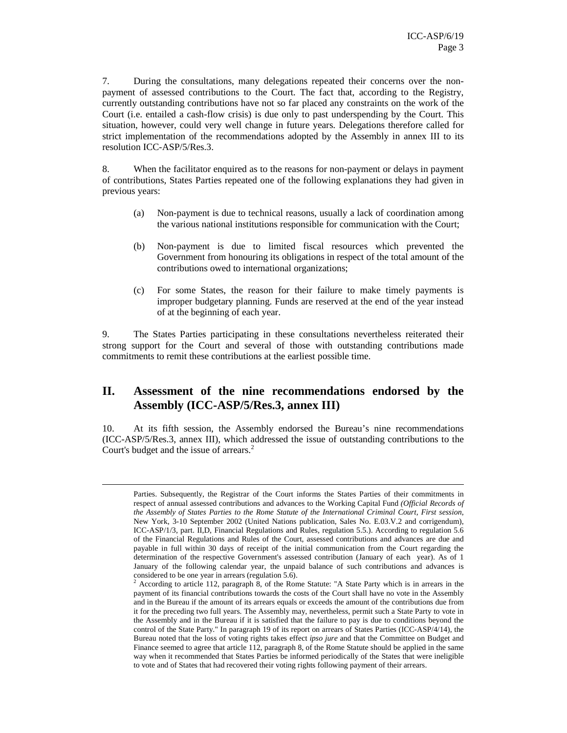7. During the consultations, many delegations repeated their concerns over the non-payment of assessed contributions to the Court. The fact that, according to the Registry, currently outstanding contributions have not so far placed any constraints on the work of the Court (i.e. entailed a cash-flow crisis) is due only to past underspending by the Court. This situation, however, could very well change in future years. Delegations therefore called for strict implementation of the recommendations adopted by the Assembly in annex III to its resolution ICC-ASP/5/Res.3.

8. When the facilitator enquired as to the reasons for non-payment or delays in payment of contributions, States Parties repeated one of the following explanations they had given in previous years:

(a) Non-payment is due to technical reasons, usually a lack of coordination among the various national institutions responsible for communication with the Court;

(b) Non-payment is due to limited fiscal resources which prevented the Government from honouring its obligations in respect of the total amount of the contributions owed to international organizations;

(c) For some States, the reason for their failure to make timely payments is improper budgetary planning. Funds are reserved at the end of the year instead of at the beginning of each year.

9. The States Parties participating in these consultations nevertheless reiterated their strong support for the Court and several of those with outstanding contributions made commitments to remit these contributions at the earliest possible time.

## II. Assessment of the nine recommendations endorsed by the Assembly (ICC-ASP/5/Res.3, annex III)

10. At its fifth session, the Assembly endorsed the Bureau's nine recommendations (ICC-ASP/5/Res.3, annex III), which addressed the issue of outstanding contributions to the Court's budget and the issue of arrears.[2]

---

Parties. Subsequently, the Registrar of the Court informs the States Parties of their commitments in respect of annual assessed contributions and advances to the Working Capital Fund *(Official Records of the Assembly of States Parties to the Rome Statute of the International Criminal Court, First session,* New York, 3-10 September 2002 (United Nations publication, Sales No. E.03.V.2 and corrigendum), ICC-ASP/1/3, part. II,D, Financial Regulations and Rules, regulation 5.5.). According to regulation 5.6 of the Financial Regulations and Rules of the Court, assessed contributions and advances are due and payable in full within 30 days of receipt of the initial communication from the Court regarding the determination of the respective Government's assessed contribution (January of each year). As of 1 January of the following calendar year, the unpaid balance of such contributions and advances is considered to be one year in arrears (regulation 5.6).

[2] According to article 112, paragraph 8, of the Rome Statute: "A State Party which is in arrears in the payment of its financial contributions towards the costs of the Court shall have no vote in the Assembly and in the Bureau if the amount of its arrears equals or exceeds the amount of the contributions due from it for the preceding two full years. The Assembly may, nevertheless, permit such a State Party to vote in the Assembly and in the Bureau if it is satisfied that the failure to pay is due to conditions beyond the control of the State Party." In paragraph 19 of its report on arrears of States Parties (ICC-ASP/4/14), the Bureau noted that the loss of voting rights takes effect *ipso jure* and that the Committee on Budget and Finance seemed to agree that article 112, paragraph 8, of the Rome Statute should be applied in the same way when it recommended that States Parties be informed periodically of the States that were ineligible to vote and of States that had recovered their voting rights following payment of their arrears.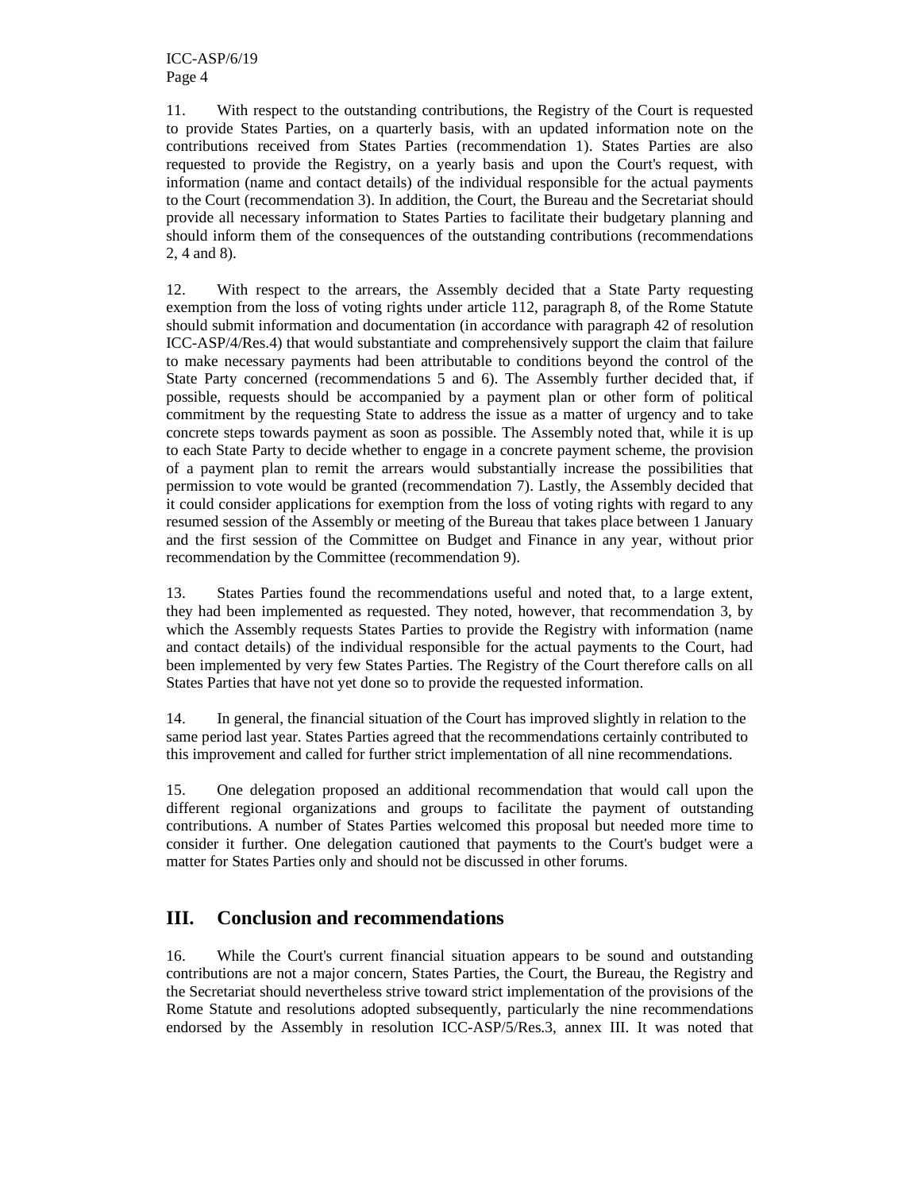11. With respect to the outstanding contributions, the Registry of the Court is requested to provide States Parties, on a quarterly basis, with an updated information note on the contributions received from States Parties (recommendation 1). States Parties are also requested to provide the Registry, on a yearly basis and upon the Court's request, with information (name and contact details) of the individual responsible for the actual payments to the Court (recommendation 3). In addition, the Court, the Bureau and the Secretariat should provide all necessary information to States Parties to facilitate their budgetary planning and should inform them of the consequences of the outstanding contributions (recommendations 2, 4 and 8).

12. With respect to the arrears, the Assembly decided that a State Party requesting exemption from the loss of voting rights under article 112, paragraph 8, of the Rome Statute should submit information and documentation (in accordance with paragraph 42 of resolution ICC-ASP/4/Res.4) that would substantiate and comprehensively support the claim that failure to make necessary payments had been attributable to conditions beyond the control of the State Party concerned (recommendations 5 and 6). The Assembly further decided that, if possible, requests should be accompanied by a payment plan or other form of political commitment by the requesting State to address the issue as a matter of urgency and to take concrete steps towards payment as soon as possible. The Assembly noted that, while it is up to each State Party to decide whether to engage in a concrete payment scheme, the provision of a payment plan to remit the arrears would substantially increase the possibilities that permission to vote would be granted (recommendation 7). Lastly, the Assembly decided that it could consider applications for exemption from the loss of voting rights with regard to any resumed session of the Assembly or meeting of the Bureau that takes place between 1 January and the first session of the Committee on Budget and Finance in any year, without prior recommendation by the Committee (recommendation 9).

13. States Parties found the recommendations useful and noted that, to a large extent, they had been implemented as requested. They noted, however, that recommendation 3, by which the Assembly requests States Parties to provide the Registry with information (name and contact details) of the individual responsible for the actual payments to the Court, had been implemented by very few States Parties. The Registry of the Court therefore calls on all States Parties that have not yet done so to provide the requested information.

14. In general, the financial situation of the Court has improved slightly in relation to the same period last year. States Parties agreed that the recommendations certainly contributed to this improvement and called for further strict implementation of all nine recommendations.

15. One delegation proposed an additional recommendation that would call upon the different regional organizations and groups to facilitate the payment of outstanding contributions. A number of States Parties welcomed this proposal but needed more time to consider it further. One delegation cautioned that payments to the Court's budget were a matter for States Parties only and should not be discussed in other forums.

## III. Conclusion and recommendations

16. While the Court's current financial situation appears to be sound and outstanding contributions are not a major concern, States Parties, the Court, the Bureau, the Registry and the Secretariat should nevertheless strive toward strict implementation of the provisions of the Rome Statute and resolutions adopted subsequently, particularly the nine recommendations endorsed by the Assembly in resolution ICC-ASP/5/Res.3, annex III. It was noted that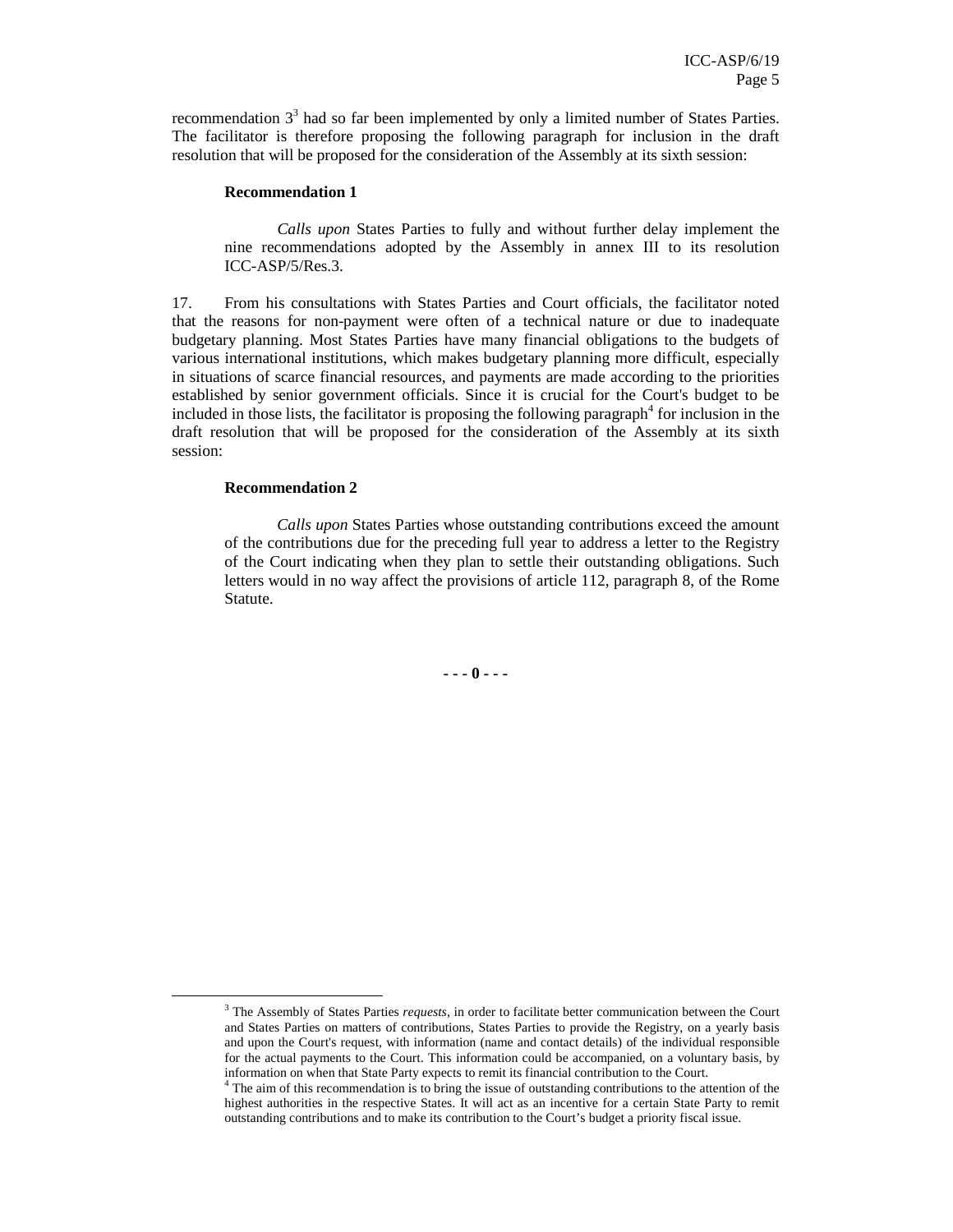recommendation 3[3] had so far been implemented by only a limited number of States Parties. The facilitator is therefore proposing the following paragraph for inclusion in the draft resolution that will be proposed for the consideration of the Assembly at its sixth session:

**Recommendation 1**

*Calls upon* States Parties to fully and without further delay implement the nine recommendations adopted by the Assembly in annex III to its resolution ICC-ASP/5/Res.3.

17. From his consultations with States Parties and Court officials, the facilitator noted that the reasons for non-payment were often of a technical nature or due to inadequate budgetary planning. Most States Parties have many financial obligations to the budgets of various international institutions, which makes budgetary planning more difficult, especially in situations of scarce financial resources, and payments are made according to the priorities established by senior government officials. Since it is crucial for the Court's budget to be included in those lists, the facilitator is proposing the following paragraph[4] for inclusion in the draft resolution that will be proposed for the consideration of the Assembly at its sixth session:

**Recommendation 2**

*Calls upon* States Parties whose outstanding contributions exceed the amount of the contributions due for the preceding full year to address a letter to the Registry of the Court indicating when they plan to settle their outstanding obligations. Such letters would in no way affect the provisions of article 112, paragraph 8, of the Rome Statute.

**- - - 0 - - -**

---

[3] The Assembly of States Parties *requests*, in order to facilitate better communication between the Court and States Parties on matters of contributions, States Parties to provide the Registry, on a yearly basis and upon the Court's request, with information (name and contact details) of the individual responsible for the actual payments to the Court. This information could be accompanied, on a voluntary basis, by information on when that State Party expects to remit its financial contribution to the Court.

[4] The aim of this recommendation is to bring the issue of outstanding contributions to the attention of the highest authorities in the respective States. It will act as an incentive for a certain State Party to remit outstanding contributions and to make its contribution to the Court's budget a priority fiscal issue.